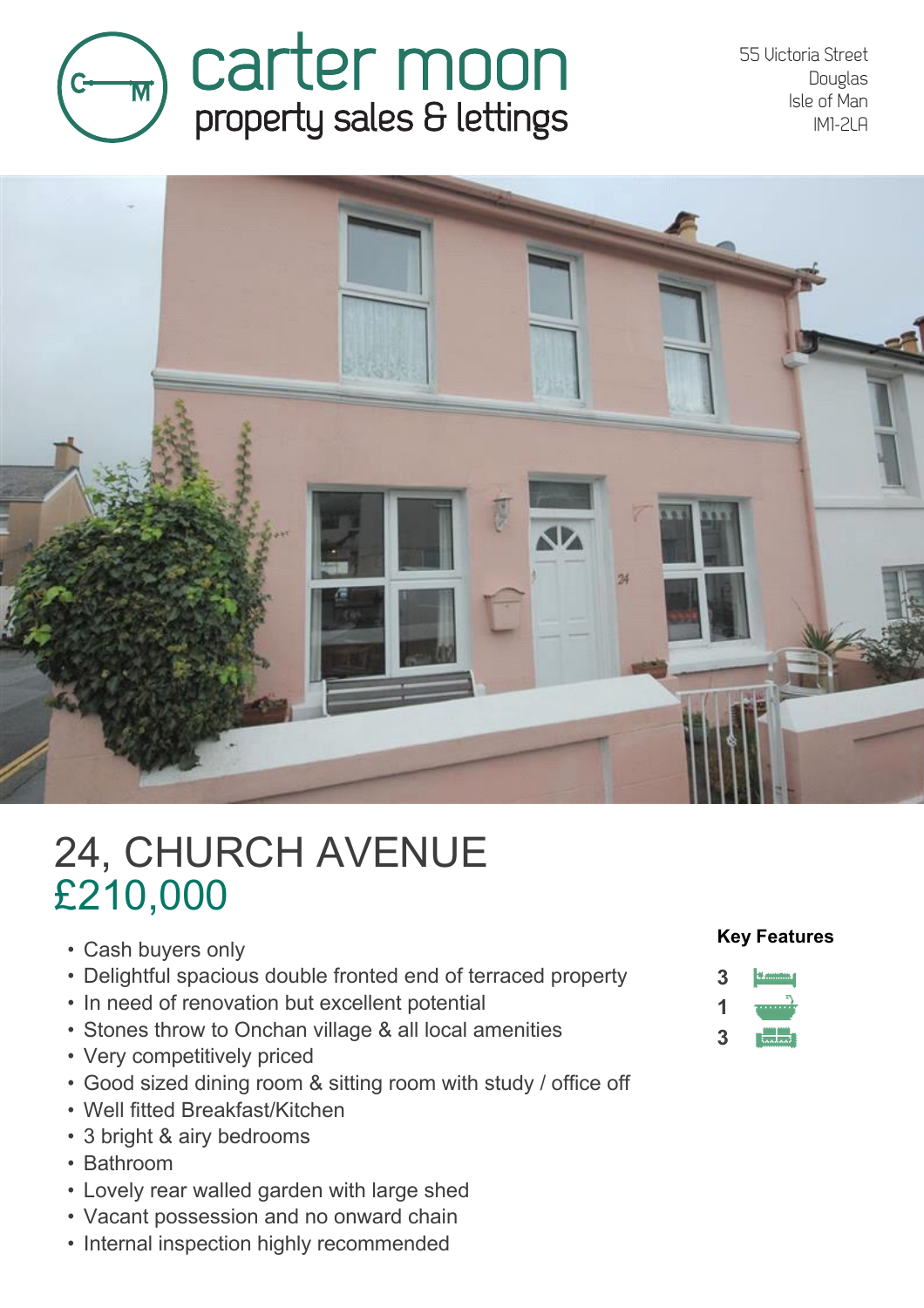carter moon
property sales & lettings

55 Victoria Street
Douglas
Isle of Man
IM1-2LA

# 24, CHURCH AVENUE

## £210,000

- Cash buyers only
- Delightful spacious double fronted end of terraced property
- In need of renovation but excellent potential
- Stones throw to Onchan village & all local amenities
- Very competitively priced
- Good sized dining room & sitting room with study / office off
- Well fitted Breakfast/Kitchen
- 3 bright & airy bedrooms
- Bathroom
- Lovely rear walled garden with large shed
- Vacant possession and no onward chain
- Internal inspection highly recommended

**Key Features**

3
1
3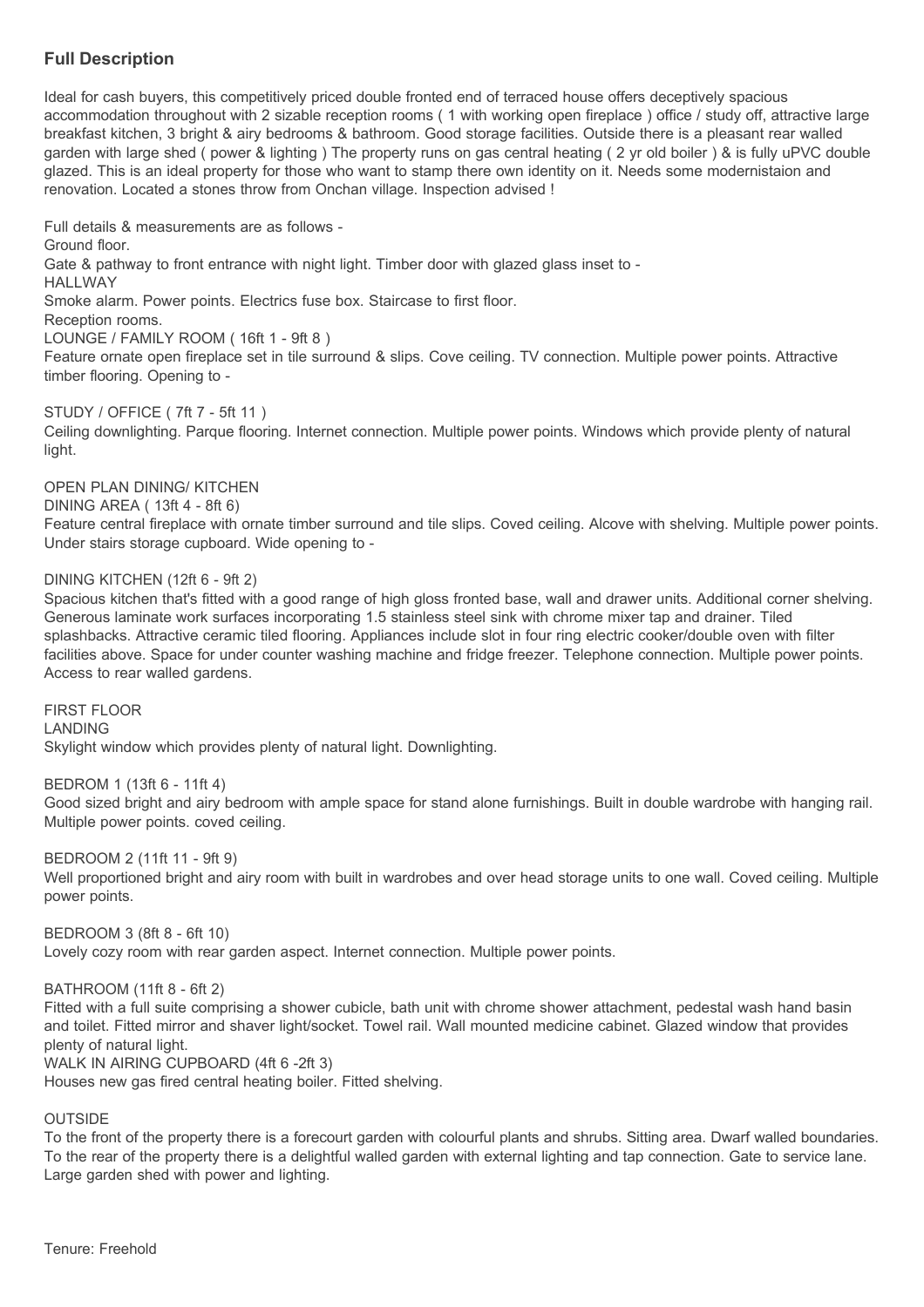## Full Description

Ideal for cash buyers, this competitively priced double fronted end of terraced house offers deceptively spacious accommodation throughout with 2 sizable reception rooms ( 1 with working open fireplace ) office / study off, attractive large breakfast kitchen, 3 bright & airy bedrooms & bathroom. Good storage facilities. Outside there is a pleasant rear walled garden with large shed ( power & lighting ) The property runs on gas central heating ( 2 yr old boiler ) & is fully uPVC double glazed. This is an ideal property for those who want to stamp there own identity on it. Needs some modernistaion and renovation. Located a stones throw from Onchan village. Inspection advised !

Full details & measurements are as follows -

Ground floor.

Gate & pathway to front entrance with night light. Timber door with glazed glass inset to -

HALLWAY

Smoke alarm. Power points. Electrics fuse box. Staircase to first floor.

Reception rooms.

LOUNGE / FAMILY ROOM ( 16ft 1 - 9ft 8 )

Feature ornate open fireplace set in tile surround & slips. Cove ceiling. TV connection. Multiple power points. Attractive timber flooring. Opening to -

STUDY / OFFICE ( 7ft 7 - 5ft 11 )

Ceiling downlighting. Parque flooring. Internet connection. Multiple power points. Windows which provide plenty of natural light.

OPEN PLAN DINING/ KITCHEN

DINING AREA ( 13ft 4 - 8ft 6)

Feature central fireplace with ornate timber surround and tile slips. Coved ceiling. Alcove with shelving. Multiple power points. Under stairs storage cupboard. Wide opening to -

DINING KITCHEN (12ft 6 - 9ft 2)

Spacious kitchen that's fitted with a good range of high gloss fronted base, wall and drawer units. Additional corner shelving. Generous laminate work surfaces incorporating 1.5 stainless steel sink with chrome mixer tap and drainer. Tiled splashbacks. Attractive ceramic tiled flooring. Appliances include slot in four ring electric cooker/double oven with filter facilities above. Space for under counter washing machine and fridge freezer. Telephone connection. Multiple power points. Access to rear walled gardens.

FIRST FLOOR

LANDING

Skylight window which provides plenty of natural light. Downlighting.

BEDROM 1 (13ft 6 - 11ft 4)

Good sized bright and airy bedroom with ample space for stand alone furnishings. Built in double wardrobe with hanging rail. Multiple power points. coved ceiling.

BEDROOM 2 (11ft 11 - 9ft 9)

Well proportioned bright and airy room with built in wardrobes and over head storage units to one wall. Coved ceiling. Multiple power points.

BEDROOM 3 (8ft 8 - 6ft 10)

Lovely cozy room with rear garden aspect. Internet connection. Multiple power points.

BATHROOM (11ft 8 - 6ft 2)

Fitted with a full suite comprising a shower cubicle, bath unit with chrome shower attachment, pedestal wash hand basin and toilet. Fitted mirror and shaver light/socket. Towel rail. Wall mounted medicine cabinet. Glazed window that provides plenty of natural light.

WALK IN AIRING CUPBOARD (4ft 6 -2ft 3)

Houses new gas fired central heating boiler. Fitted shelving.

OUTSIDE

To the front of the property there is a forecourt garden with colourful plants and shrubs. Sitting area. Dwarf walled boundaries. To the rear of the property there is a delightful walled garden with external lighting and tap connection. Gate to service lane. Large garden shed with power and lighting.

Tenure: Freehold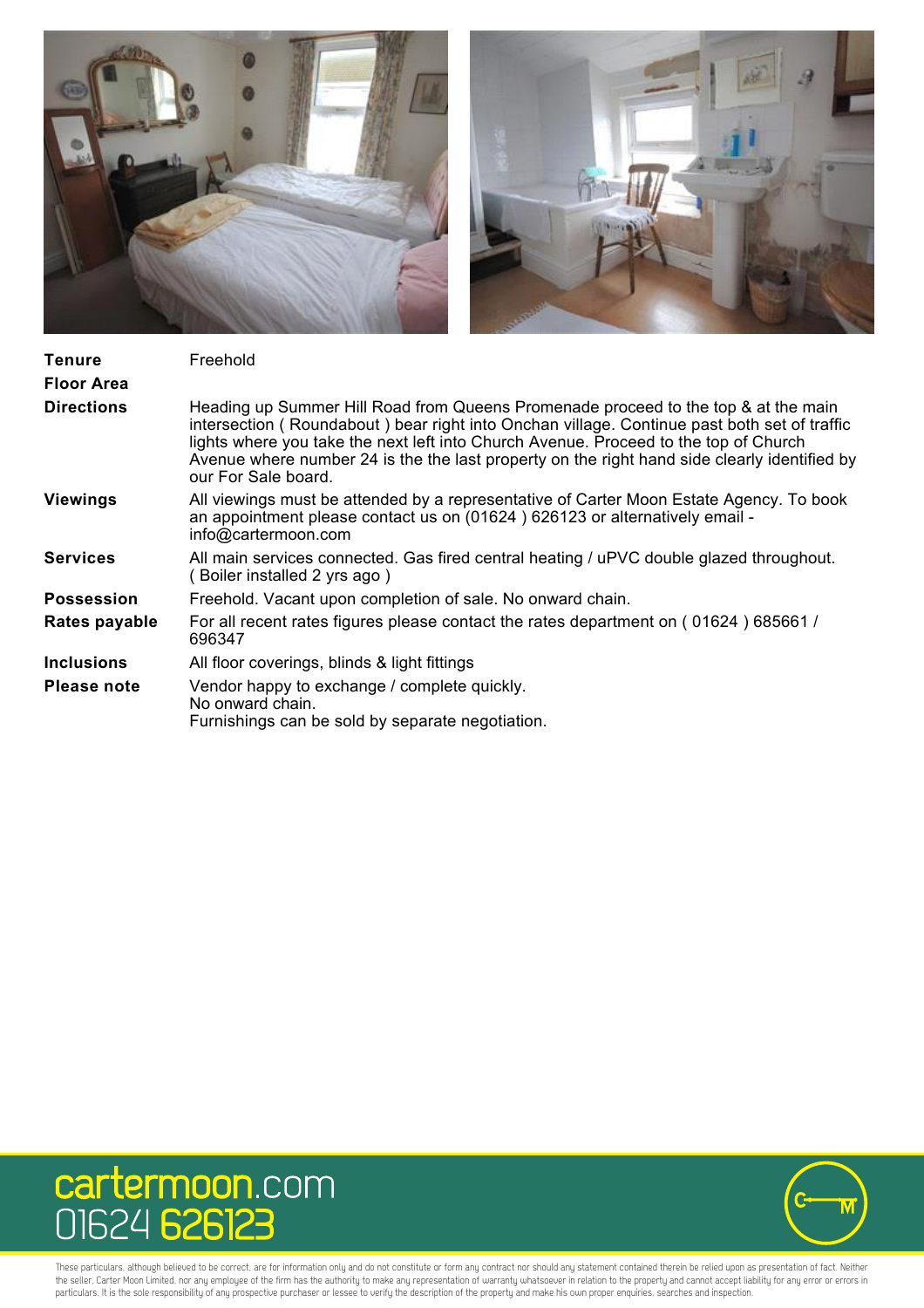| | |
|---|---|
| **Tenure** | Freehold |
| **Floor Area** | |
| **Directions** | Heading up Summer Hill Road from Queens Promenade proceed to the top & at the main intersection ( Roundabout ) bear right into Onchan village. Continue past both set of traffic lights where you take the next left into Church Avenue. Proceed to the top of Church Avenue where number 24 is the the last property on the right hand side clearly identified by our For Sale board. |
| **Viewings** | All viewings must be attended by a representative of Carter Moon Estate Agency. To book an appointment please contact us on (01624 ) 626123 or alternatively email - info@cartermoon.com |
| **Services** | All main services connected. Gas fired central heating / uPVC double glazed throughout. ( Boiler installed 2 yrs ago ) |
| **Possession** | Freehold. Vacant upon completion of sale. No onward chain. |
| **Rates payable** | For all recent rates figures please contact the rates department on ( 01624 ) 685661 / 696347 |
| **Inclusions** | All floor coverings, blinds & light fittings |
| **Please note** | Vendor happy to exchange / complete quickly.<br>No onward chain.<br>Furnishings can be sold by separate negotiation. |

cartermoon.com
01624 626123

These particulars, although believed to be correct, are for information only and do not constitute or form any contract nor should any statement contained therein be relied upon as presentation of fact. Neither the seller, Carter Moon Limited, nor any employee of the firm has the authority to make any representation of warranty whatsoever in relation to the property and cannot accept liability for any error or errors in particulars. It is the sole responsibility of any prospective purchaser or lessee to verify the description of the property and make his own proper enquiries, searches and inspection.